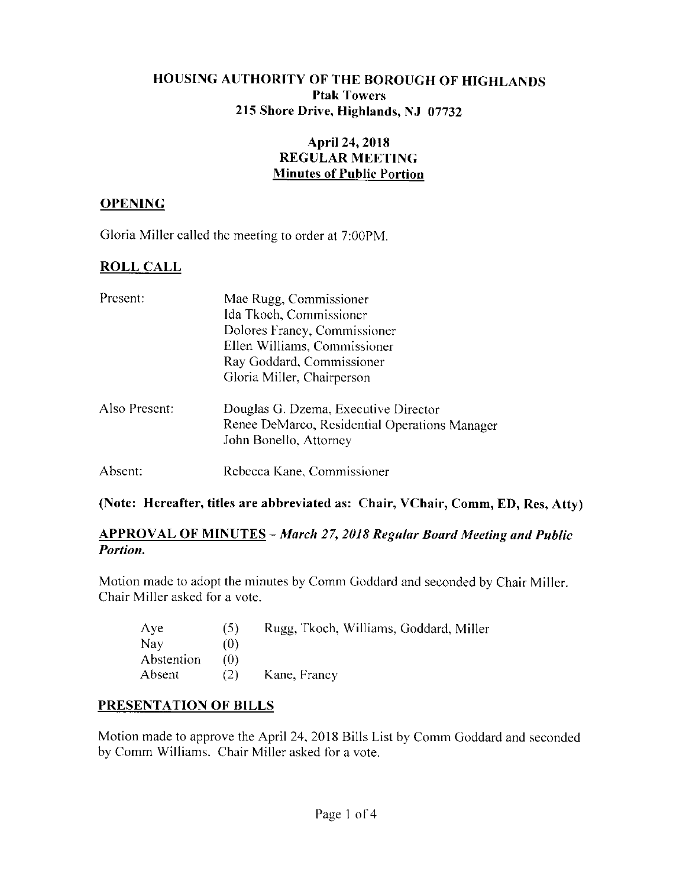# HOUSING AUTHORITY OF THE BOROUGH OF HIGHLANDS
## Ptak Towers
## 215 Shore Drive, Highlands, NJ 07732

## April 24, 2018
## REGULAR MEETING
## Minutes of Public Portion

### OPENING

Gloria Miller called the meeting to order at 7:00PM.

### ROLL CALL

| | |
|---|---|
| Present: | Mae Rugg, Commissioner<br>Ida Tkoch, Commissioner<br>Dolores Francy, Commissioner<br>Ellen Williams, Commissioner<br>Ray Goddard, Commissioner<br>Gloria Miller, Chairperson |
| Also Present: | Douglas G. Dzema, Executive Director<br>Renee DeMarco, Residential Operations Manager<br>John Bonello, Attorney |
| Absent: | Rebecca Kane, Commissioner |

**(Note: Hereafter, titles are abbreviated as: Chair, VChair, Comm, ED, Res, Atty)**

### APPROVAL OF MINUTES – *March 27, 2018 Regular Board Meeting and Public Portion.*

Motion made to adopt the minutes by Comm Goddard and seconded by Chair Miller. Chair Miller asked for a vote.

| | | |
|---|---|---|
| Aye | (5) | Rugg, Tkoch, Williams, Goddard, Miller |
| Nay | (0) | |
| Abstention | (0) | |
| Absent | (2) | Kane, Francy |

### PRESENTATION OF BILLS

Motion made to approve the April 24, 2018 Bills List by Comm Goddard and seconded by Comm Williams. Chair Miller asked for a vote.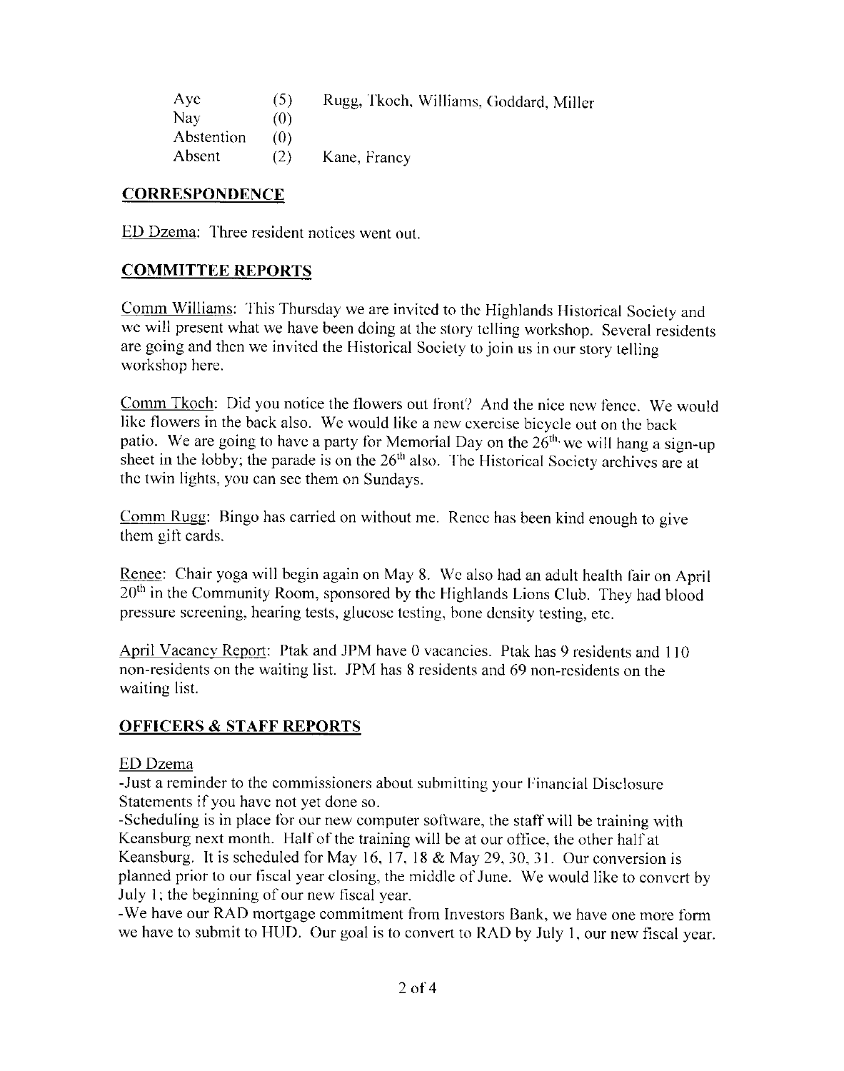| Aye | (5) | Rugg, Tkoch, Williams, Goddard, Miller |
|---|---|---|
| Nay | (0) | |
| Abstention | (0) | |
| Absent | (2) | Kane, Francy |

## CORRESPONDENCE

ED Dzema: Three resident notices went out.

## COMMITTEE REPORTS

Comm Williams: This Thursday we are invited to the Highlands Historical Society and we will present what we have been doing at the story telling workshop. Several residents are going and then we invited the Historical Society to join us in our story telling workshop here.

Comm Tkoch: Did you notice the flowers out front? And the nice new fence. We would like flowers in the back also. We would like a new exercise bicycle out on the back patio. We are going to have a party for Memorial Day on the 26th, we will hang a sign-up sheet in the lobby; the parade is on the 26th also. The Historical Society archives are at the twin lights, you can see them on Sundays.

Comm Rugg: Bingo has carried on without me. Renee has been kind enough to give them gift cards.

Renee: Chair yoga will begin again on May 8. We also had an adult health fair on April 20th in the Community Room, sponsored by the Highlands Lions Club. They had blood pressure screening, hearing tests, glucose testing, bone density testing, etc.

April Vacancy Report: Ptak and JPM have 0 vacancies. Ptak has 9 residents and 110 non-residents on the waiting list. JPM has 8 residents and 69 non-residents on the waiting list.

## OFFICERS & STAFF REPORTS

ED Dzema

-Just a reminder to the commissioners about submitting your Financial Disclosure Statements if you have not yet done so.

-Scheduling is in place for our new computer software, the staff will be training with Keansburg next month. Half of the training will be at our office, the other half at Keansburg. It is scheduled for May 16, 17, 18 & May 29, 30, 31. Our conversion is planned prior to our fiscal year closing, the middle of June. We would like to convert by July 1; the beginning of our new fiscal year.

-We have our RAD mortgage commitment from Investors Bank, we have one more form we have to submit to HUD. Our goal is to convert to RAD by July 1, our new fiscal year.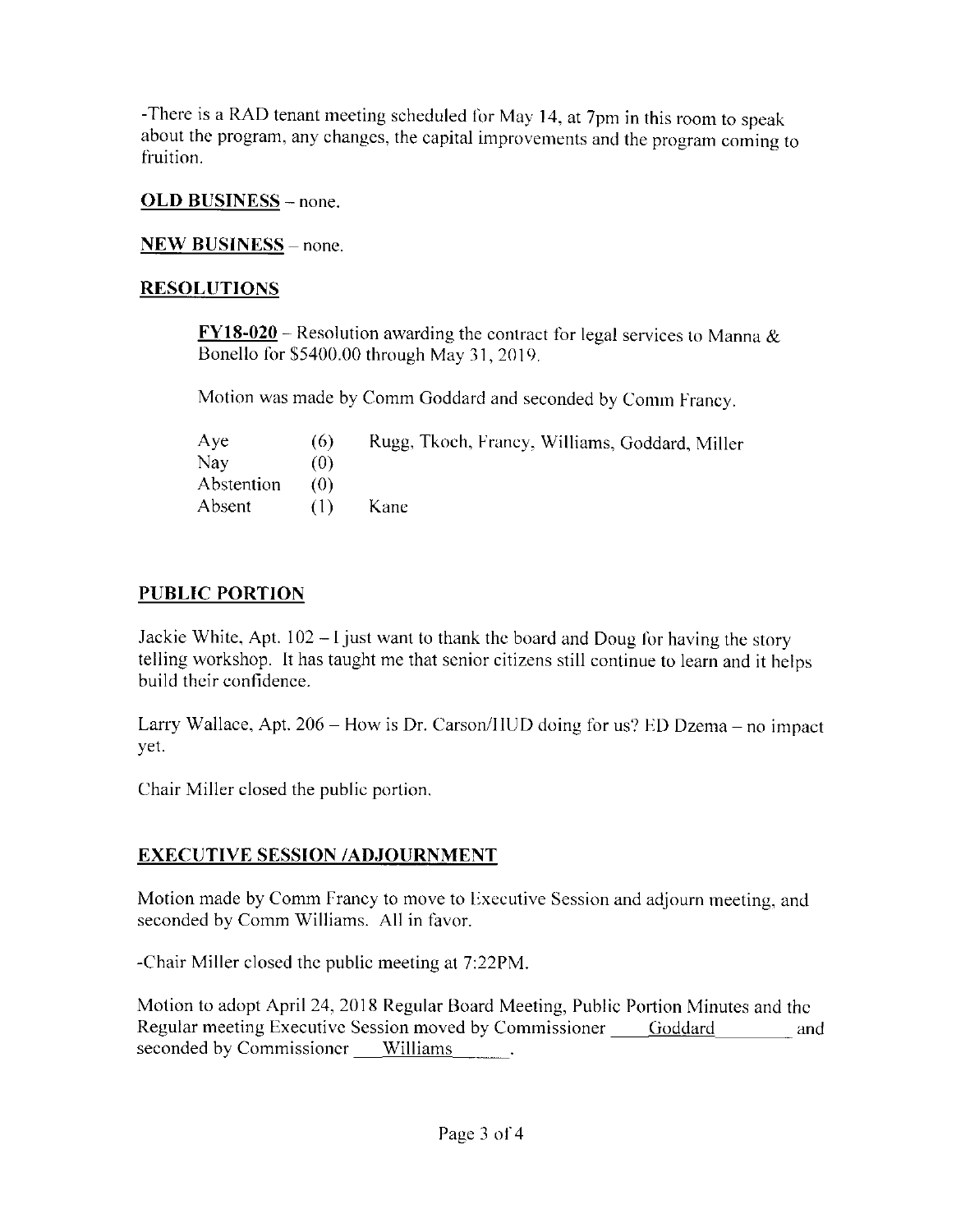-There is a RAD tenant meeting scheduled for May 14, at 7pm in this room to speak about the program, any changes, the capital improvements and the program coming to fruition.

**OLD BUSINESS** – none.

**NEW BUSINESS** – none.

**RESOLUTIONS**

**FY18-020** – Resolution awarding the contract for legal services to Manna & Bonello for $5400.00 through May 31, 2019.

Motion was made by Comm Goddard and seconded by Comm Francy.

| | | |
|---|---|---|
| Aye | (6) | Rugg, Tkoch, Francy, Williams, Goddard, Miller |
| Nay | (0) | |
| Abstention | (0) | |
| Absent | (1) | Kane |

**PUBLIC PORTION**

Jackie White, Apt. 102 – I just want to thank the board and Doug for having the story telling workshop. It has taught me that senior citizens still continue to learn and it helps build their confidence.

Larry Wallace, Apt. 206 – How is Dr. Carson/HUD doing for us? ED Dzema – no impact yet.

Chair Miller closed the public portion.

**EXECUTIVE SESSION /ADJOURNMENT**

Motion made by Comm Francy to move to Executive Session and adjourn meeting, and seconded by Comm Williams. All in favor.

-Chair Miller closed the public meeting at 7:22PM.

Motion to adopt April 24, 2018 Regular Board Meeting, Public Portion Minutes and the Regular meeting Executive Session moved by Commissioner \_\_\_\_Goddard\_\_\_\_ and seconded by Commissioner \_\_\_Williams\_\_\_\_.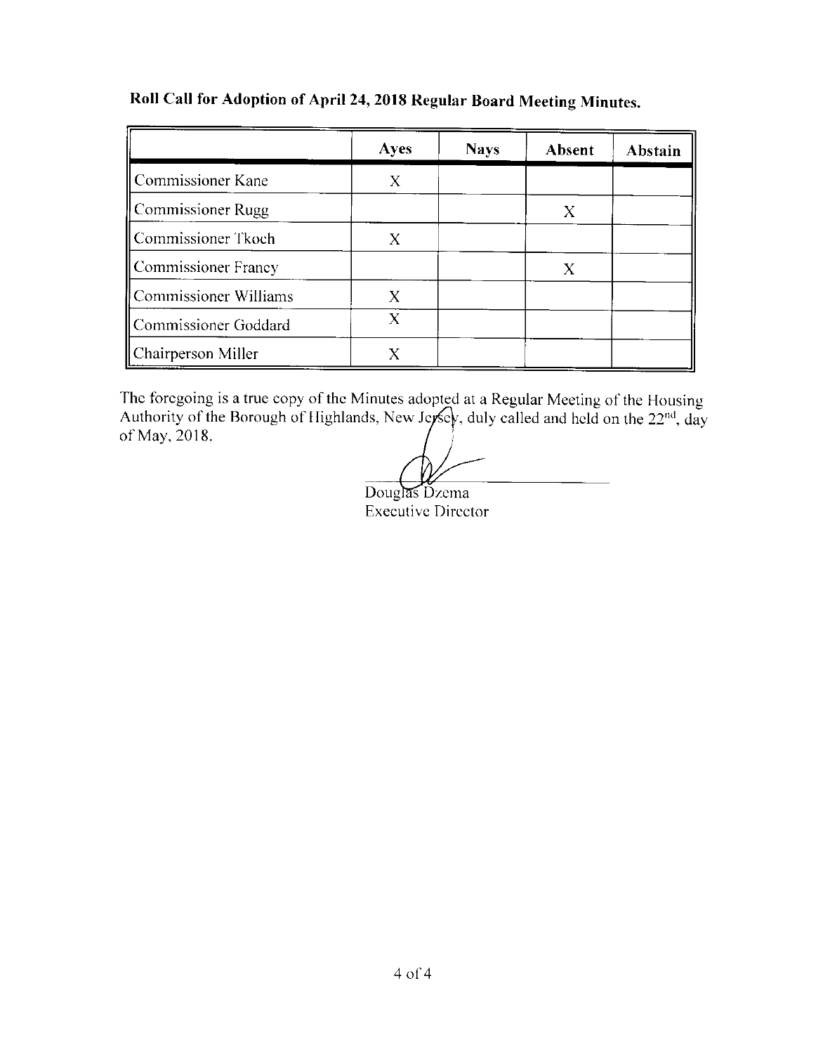**Roll Call for Adoption of April 24, 2018 Regular Board Meeting Minutes.**

| | Ayes | Nays | Absent | Abstain |
|---|---|---|---|---|
| Commissioner Kane | X | | | |
| Commissioner Rugg | | | X | |
| Commissioner Tkoch | X | | | |
| Commissioner Francy | | | X | |
| Commissioner Williams | X | | | |
| Commissioner Goddard | X | | | |
| Chairperson Miller | X | | | |

The foregoing is a true copy of the Minutes adopted at a Regular Meeting of the Housing Authority of the Borough of Highlands, New Jersey, duly called and held on the 22nd, day of May, 2018.

Douglas Dzema
Executive Director